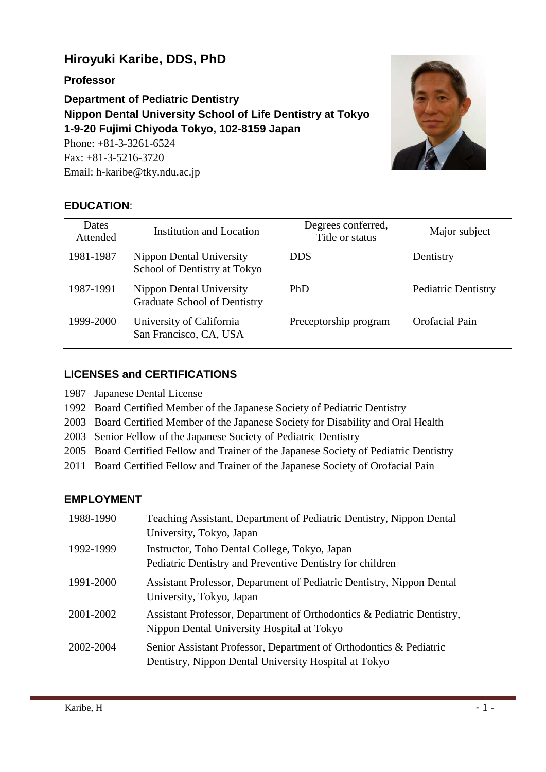# Hiroyuki Karibe, DDS, PhD

**Professor**

**Department of Pediatric Dentistry**
**Nippon Dental University School of Life Dentistry at Tokyo**
**1-9-20 Fujimi Chiyoda Tokyo, 102-8159 Japan**
Phone: +81-3-3261-6524
Fax: +81-3-5216-3720
Email: h-karibe@tky.ndu.ac.jp

## EDUCATION:

| Dates Attended | Institution and Location | Degrees conferred, Title or status | Major subject |
|---|---|---|---|
| 1981-1987 | Nippon Dental University School of Dentistry at Tokyo | DDS | Dentistry |
| 1987-1991 | Nippon Dental University Graduate School of Dentistry | PhD | Pediatric Dentistry |
| 1999-2000 | University of California San Francisco, CA, USA | Preceptorship program | Orofacial Pain |

## LICENSES and CERTIFICATIONS

1987 Japanese Dental License
1992 Board Certified Member of the Japanese Society of Pediatric Dentistry
2003 Board Certified Member of the Japanese Society for Disability and Oral Health
2003 Senior Fellow of the Japanese Society of Pediatric Dentistry
2005 Board Certified Fellow and Trainer of the Japanese Society of Pediatric Dentistry
2011 Board Certified Fellow and Trainer of the Japanese Society of Orofacial Pain

## EMPLOYMENT

| | |
|---|---|
| 1988-1990 | Teaching Assistant, Department of Pediatric Dentistry, Nippon Dental University, Tokyo, Japan |
| 1992-1999 | Instructor, Toho Dental College, Tokyo, Japan<br>Pediatric Dentistry and Preventive Dentistry for children |
| 1991-2000 | Assistant Professor, Department of Pediatric Dentistry, Nippon Dental University, Tokyo, Japan |
| 2001-2002 | Assistant Professor, Department of Orthodontics & Pediatric Dentistry, Nippon Dental University Hospital at Tokyo |
| 2002-2004 | Senior Assistant Professor, Department of Orthodontics & Pediatric Dentistry, Nippon Dental University Hospital at Tokyo |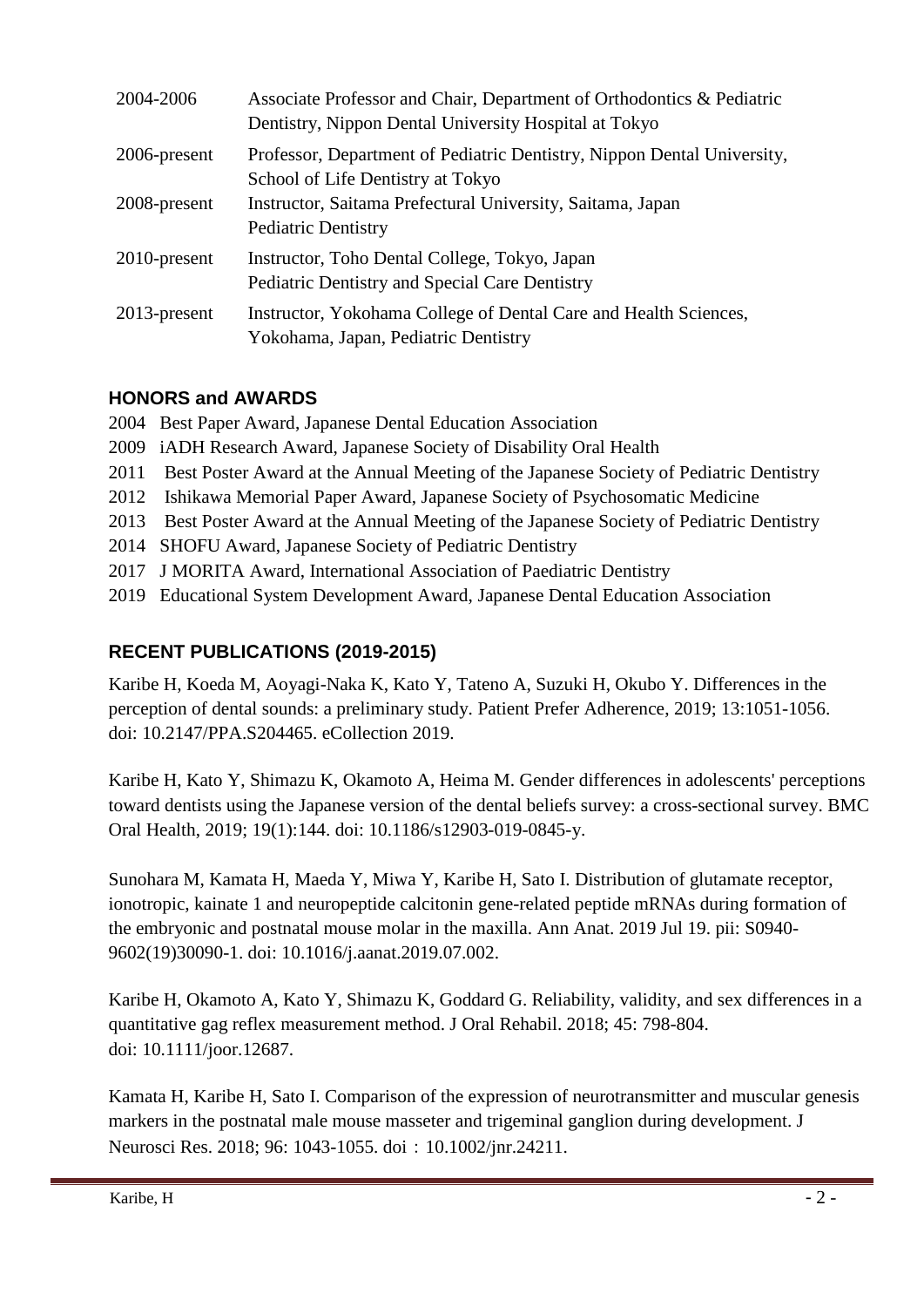| | |
|---|---|
| 2004-2006 | Associate Professor and Chair, Department of Orthodontics & Pediatric Dentistry, Nippon Dental University Hospital at Tokyo |
| 2006-present | Professor, Department of Pediatric Dentistry, Nippon Dental University, School of Life Dentistry at Tokyo |
| 2008-present | Instructor, Saitama Prefectural University, Saitama, Japan Pediatric Dentistry |
| 2010-present | Instructor, Toho Dental College, Tokyo, Japan Pediatric Dentistry and Special Care Dentistry |
| 2013-present | Instructor, Yokohama College of Dental Care and Health Sciences, Yokohama, Japan, Pediatric Dentistry |

## HONORS and AWARDS

2004 Best Paper Award, Japanese Dental Education Association
2009 iADH Research Award, Japanese Society of Disability Oral Health
2011 Best Poster Award at the Annual Meeting of the Japanese Society of Pediatric Dentistry
2012 Ishikawa Memorial Paper Award, Japanese Society of Psychosomatic Medicine
2013 Best Poster Award at the Annual Meeting of the Japanese Society of Pediatric Dentistry
2014 SHOFU Award, Japanese Society of Pediatric Dentistry
2017 J MORITA Award, International Association of Paediatric Dentistry
2019 Educational System Development Award, Japanese Dental Education Association

## RECENT PUBLICATIONS (2019-2015)

Karibe H, Koeda M, Aoyagi-Naka K, Kato Y, Tateno A, Suzuki H, Okubo Y. Differences in the perception of dental sounds: a preliminary study. Patient Prefer Adherence, 2019; 13:1051-1056. doi: 10.2147/PPA.S204465. eCollection 2019.

Karibe H, Kato Y, Shimazu K, Okamoto A, Heima M. Gender differences in adolescents' perceptions toward dentists using the Japanese version of the dental beliefs survey: a cross-sectional survey. BMC Oral Health, 2019; 19(1):144. doi: 10.1186/s12903-019-0845-y.

Sunohara M, Kamata H, Maeda Y, Miwa Y, Karibe H, Sato I. Distribution of glutamate receptor, ionotropic, kainate 1 and neuropeptide calcitonin gene-related peptide mRNAs during formation of the embryonic and postnatal mouse molar in the maxilla. Ann Anat. 2019 Jul 19. pii: S0940-9602(19)30090-1. doi: 10.1016/j.aanat.2019.07.002.

Karibe H, Okamoto A, Kato Y, Shimazu K, Goddard G. Reliability, validity, and sex differences in a quantitative gag reflex measurement method. J Oral Rehabil. 2018; 45: 798-804. doi: 10.1111/joor.12687.

Kamata H, Karibe H, Sato I. Comparison of the expression of neurotransmitter and muscular genesis markers in the postnatal male mouse masseter and trigeminal ganglion during development. J Neurosci Res. 2018; 96: 1043-1055. doi：10.1002/jnr.24211.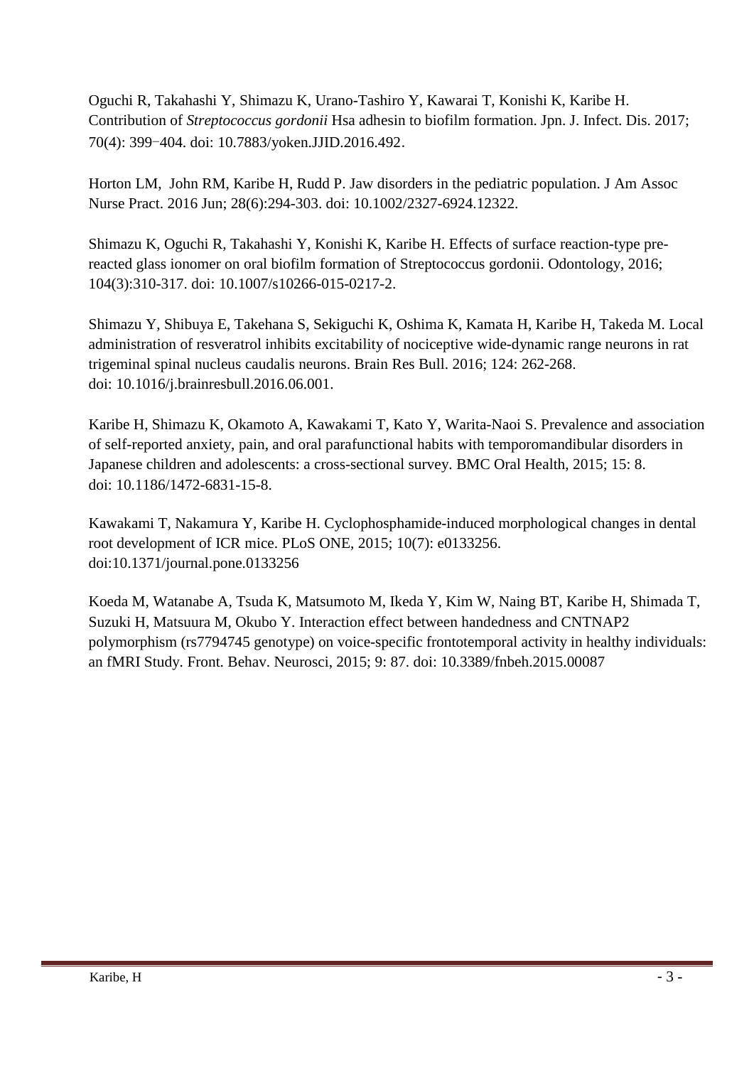Oguchi R, Takahashi Y, Shimazu K, Urano-Tashiro Y, Kawarai T, Konishi K, Karibe H. Contribution of *Streptococcus gordonii* Hsa adhesin to biofilm formation. Jpn. J. Infect. Dis. 2017; 70(4): 399–404. doi: 10.7883/yoken.JJID.2016.492.

Horton LM, John RM, Karibe H, Rudd P. Jaw disorders in the pediatric population. J Am Assoc Nurse Pract. 2016 Jun; 28(6):294-303. doi: 10.1002/2327-6924.12322.

Shimazu K, Oguchi R, Takahashi Y, Konishi K, Karibe H. Effects of surface reaction-type pre-reacted glass ionomer on oral biofilm formation of Streptococcus gordonii. Odontology, 2016; 104(3):310-317. doi: 10.1007/s10266-015-0217-2.

Shimazu Y, Shibuya E, Takehana S, Sekiguchi K, Oshima K, Kamata H, Karibe H, Takeda M. Local administration of resveratrol inhibits excitability of nociceptive wide-dynamic range neurons in rat trigeminal spinal nucleus caudalis neurons. Brain Res Bull. 2016; 124: 262-268. doi: 10.1016/j.brainresbull.2016.06.001.

Karibe H, Shimazu K, Okamoto A, Kawakami T, Kato Y, Warita-Naoi S. Prevalence and association of self-reported anxiety, pain, and oral parafunctional habits with temporomandibular disorders in Japanese children and adolescents: a cross-sectional survey. BMC Oral Health, 2015; 15: 8. doi: 10.1186/1472-6831-15-8.

Kawakami T, Nakamura Y, Karibe H. Cyclophosphamide-induced morphological changes in dental root development of ICR mice. PLoS ONE, 2015; 10(7): e0133256. doi:10.1371/journal.pone.0133256

Koeda M, Watanabe A, Tsuda K, Matsumoto M, Ikeda Y, Kim W, Naing BT, Karibe H, Shimada T, Suzuki H, Matsuura M, Okubo Y. Interaction effect between handedness and CNTNAP2 polymorphism (rs7794745 genotype) on voice-specific frontotemporal activity in healthy individuals: an fMRI Study. Front. Behav. Neurosci, 2015; 9: 87. doi: 10.3389/fnbeh.2015.00087